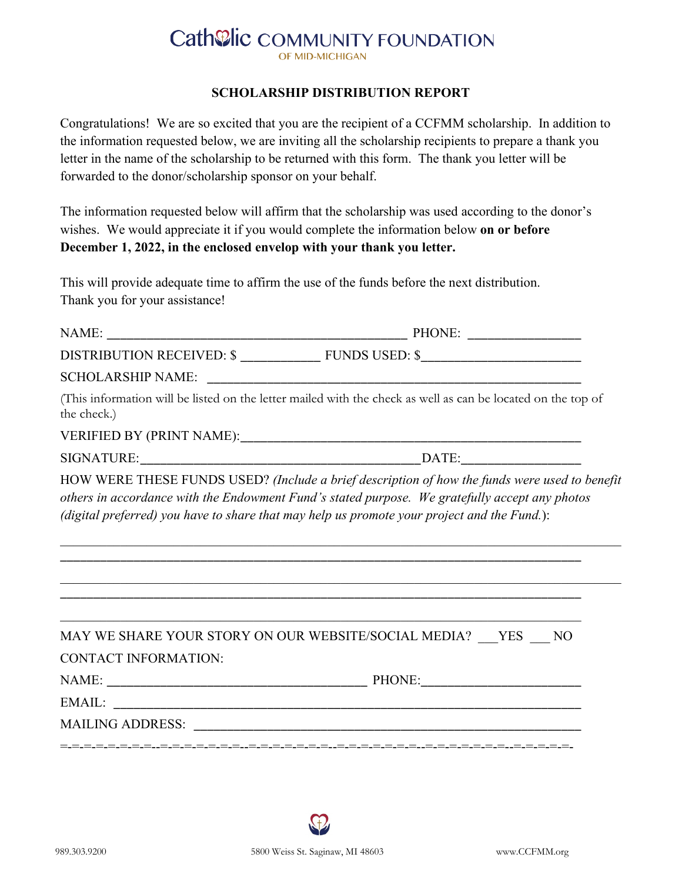# Catholic COMMUNITY FOUNDATION
OF MID-MICHIGAN

## SCHOLARSHIP DISTRIBUTION REPORT

Congratulations! We are so excited that you are the recipient of a CCFMM scholarship. In addition to the information requested below, we are inviting all the scholarship recipients to prepare a thank you letter in the name of the scholarship to be returned with this form. The thank you letter will be forwarded to the donor/scholarship sponsor on your behalf.

The information requested below will affirm that the scholarship was used according to the donor's wishes. We would appreciate it if you would complete the information below **on or before December 1, 2022, in the enclosed envelop with your thank you letter.**

This will provide adequate time to affirm the use of the funds before the next distribution.
Thank you for your assistance!

NAME: ____________________________________________ PHONE: ________________

DISTRIBUTION RECEIVED: $ ___________ FUNDS USED: $______________________

SCHOLARSHIP NAME: ________________________________________________________

(This information will be listed on the letter mailed with the check as well as can be located on the top of the check.)

VERIFIED BY (PRINT NAME):__________________________________________________

SIGNATURE:_________________________________________DATE:________________

HOW WERE THESE FUNDS USED? *(Include a brief description of how the funds were used to benefit others in accordance with the Endowment Fund's stated purpose. We gratefully accept any photos (digital preferred) you have to share that may help us promote your project and the Fund.)*:

______________________________________________________________________________

______________________________________________________________________________

______________________________________________________________________________

______________________________________________________________________________

______________________________________________________________________________

MAY WE SHARE YOUR STORY ON OUR WEBSITE/SOCIAL MEDIA? ___YES ___ NO

CONTACT INFORMATION:

NAME: ______________________________________ PHONE:______________________

EMAIL: ________________________________________________________________________

MAILING ADDRESS: ______________________________________________________________

=-=-=-=-=-=-=-=-=-=-=-=-=-=-=-=-=-=-=-=-=-=-=-=-=-=-=-=-=-=-=-=-=-=-=-=-=-=-=-=-=-=-=-=-

989.303.9200 5800 Weiss St. Saginaw, MI 48603 www.CCFMM.org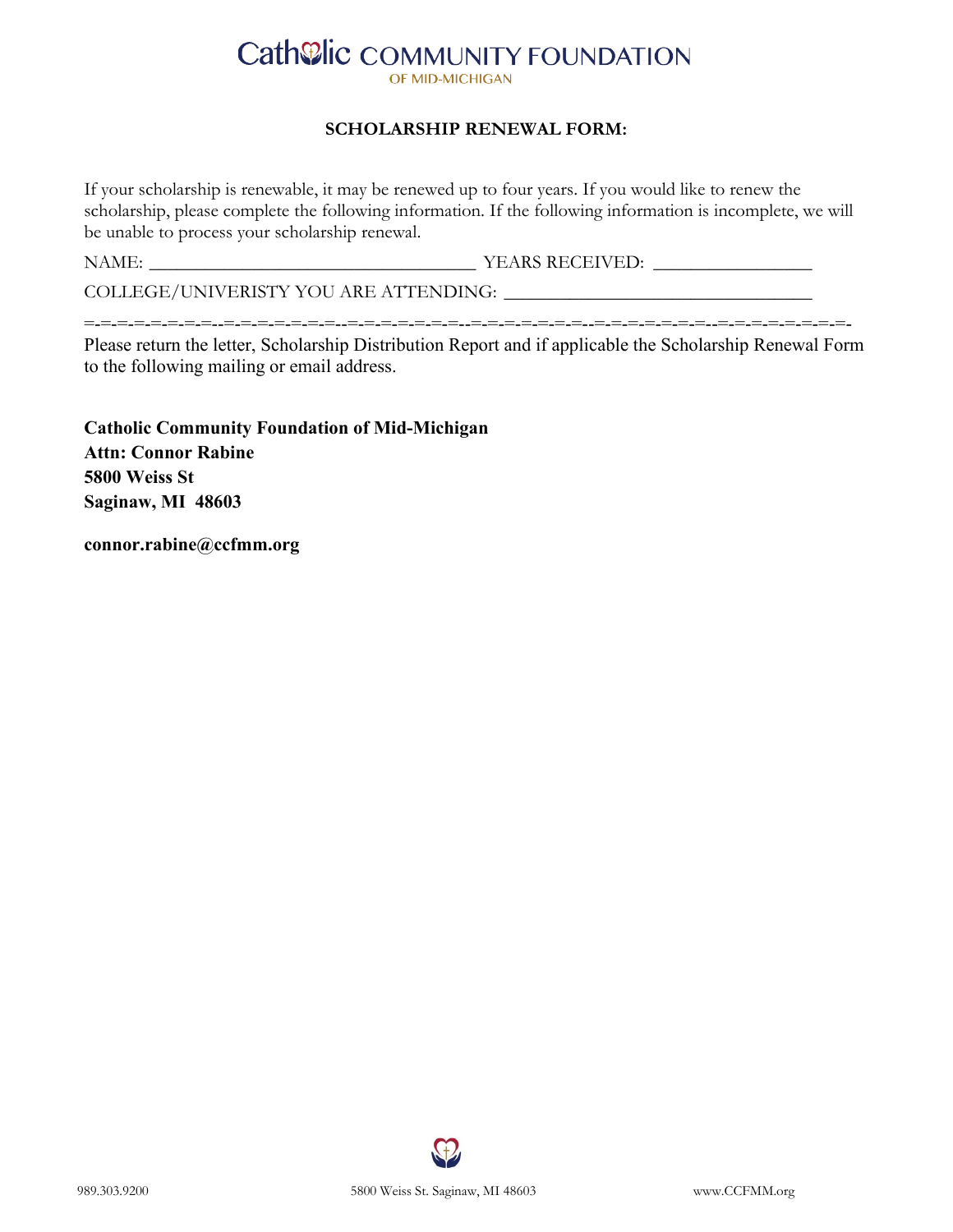Catholic COMMUNITY FOUNDATION
OF MID-MICHIGAN

**SCHOLARSHIP RENEWAL FORM:**

If your scholarship is renewable, it may be renewed up to four years. If you would like to renew the scholarship, please complete the following information. If the following information is incomplete, we will be unable to process your scholarship renewal.

NAME: ___________________________________ YEARS RECEIVED: ________________

COLLEGE/UNIVERISTY YOU ARE ATTENDING: ________________________________

=-=-=-=-=-=-=-=-=-=-=-=-=-=-=-=-=-=-=-=-=-=-=-=-=-=-=-=-=-=-=-=-=-=-=-=-=-=-=-=-=-=-=-=-=-=-=-=-=-=-=-=-=-=-=-=-=-

Please return the letter, Scholarship Distribution Report and if applicable the Scholarship Renewal Form to the following mailing or email address.

**Catholic Community Foundation of Mid-Michigan**
**Attn: Connor Rabine**
**5800 Weiss St**
**Saginaw, MI 48603**

**connor.rabine@ccfmm.org**

989.303.9200 | 5800 Weiss St. Saginaw, MI 48603 | www.CCFMM.org